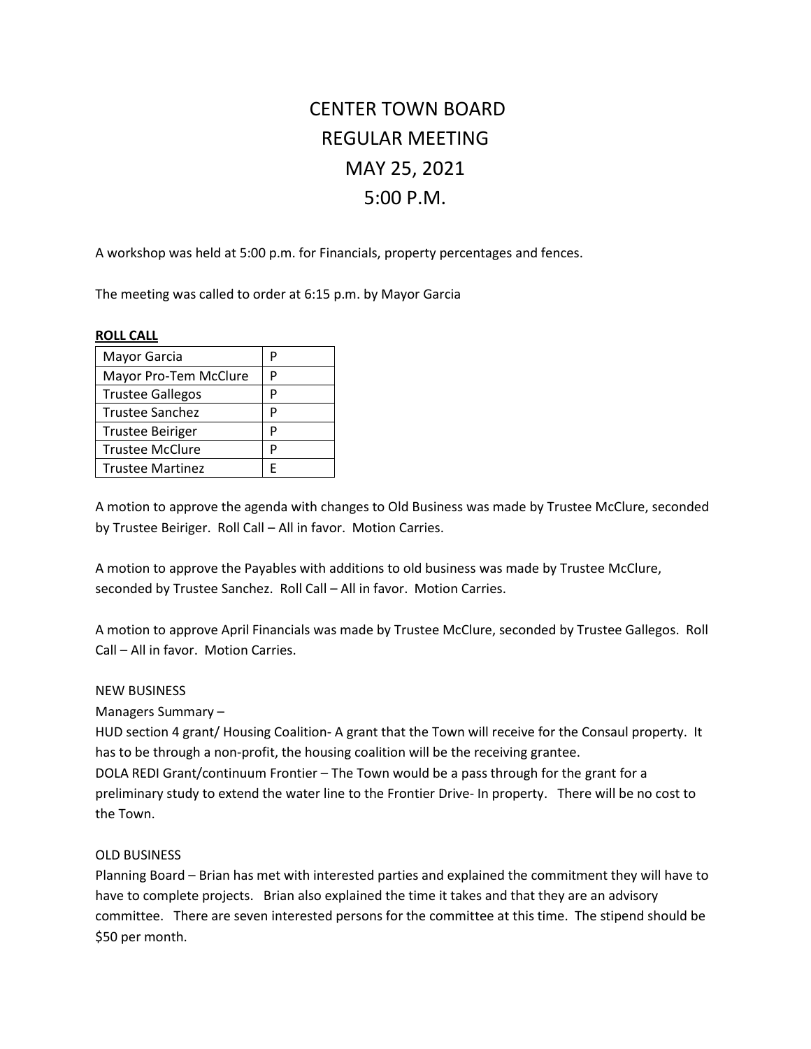# CENTER TOWN BOARD
# REGULAR MEETING
# MAY 25, 2021
# 5:00 P.M.

A workshop was held at 5:00 p.m. for Financials, property percentages and fences.

The meeting was called to order at 6:15 p.m. by Mayor Garcia

**ROLL CALL**

| | |
|---|---|
| Mayor Garcia | P |
| Mayor Pro-Tem McClure | P |
| Trustee Gallegos | P |
| Trustee Sanchez | P |
| Trustee Beiriger | P |
| Trustee McClure | P |
| Trustee Martinez | E |

A motion to approve the agenda with changes to Old Business was made by Trustee McClure, seconded by Trustee Beiriger. Roll Call – All in favor. Motion Carries.

A motion to approve the Payables with additions to old business was made by Trustee McClure, seconded by Trustee Sanchez. Roll Call – All in favor. Motion Carries.

A motion to approve April Financials was made by Trustee McClure, seconded by Trustee Gallegos. Roll Call – All in favor. Motion Carries.

NEW BUSINESS

Managers Summary –

HUD section 4 grant/ Housing Coalition- A grant that the Town will receive for the Consaul property. It has to be through a non-profit, the housing coalition will be the receiving grantee.

DOLA REDI Grant/continuum Frontier – The Town would be a pass through for the grant for a preliminary study to extend the water line to the Frontier Drive- In property. There will be no cost to the Town.

OLD BUSINESS

Planning Board – Brian has met with interested parties and explained the commitment they will have to have to complete projects. Brian also explained the time it takes and that they are an advisory committee. There are seven interested persons for the committee at this time. The stipend should be $50 per month.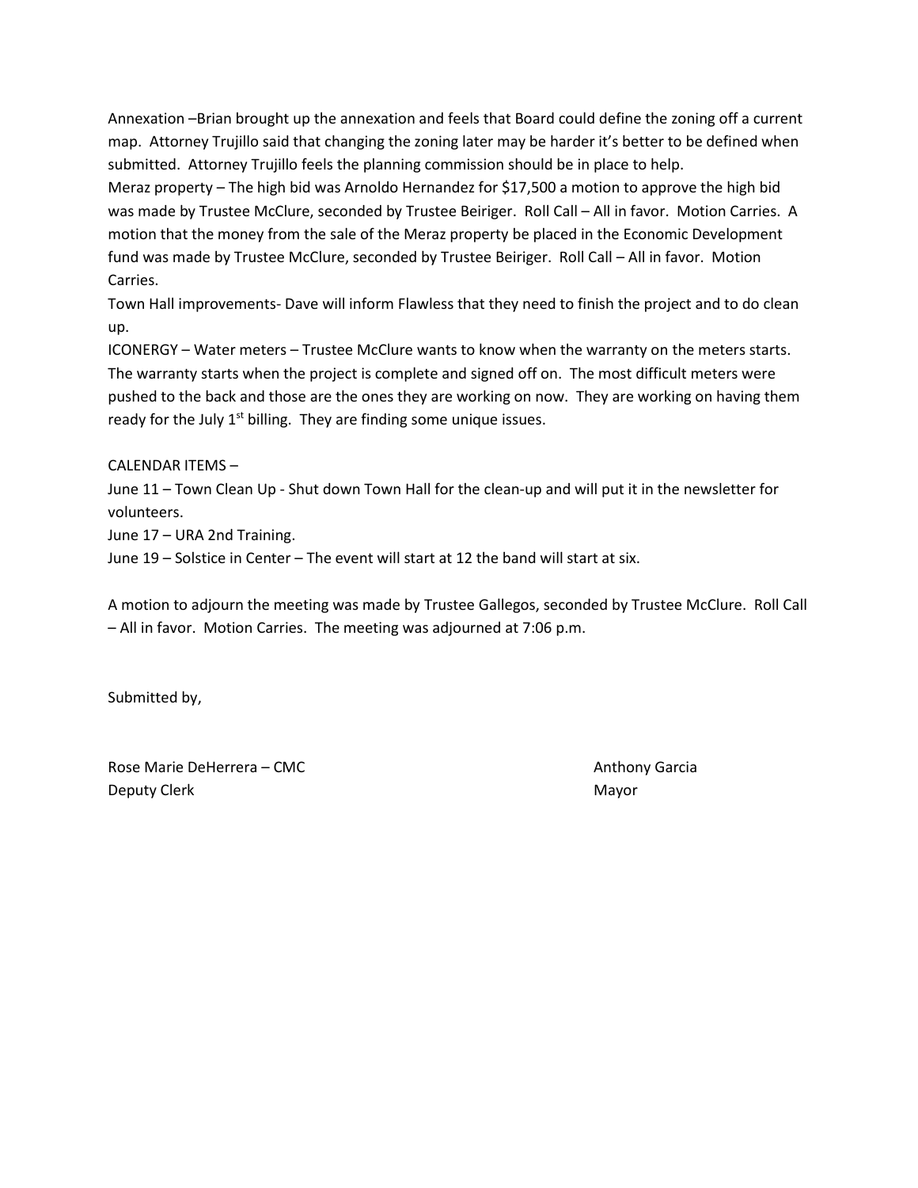Annexation –Brian brought up the annexation and feels that Board could define the zoning off a current map. Attorney Trujillo said that changing the zoning later may be harder it's better to be defined when submitted. Attorney Trujillo feels the planning commission should be in place to help.

Meraz property – The high bid was Arnoldo Hernandez for $17,500 a motion to approve the high bid was made by Trustee McClure, seconded by Trustee Beiriger. Roll Call – All in favor. Motion Carries. A motion that the money from the sale of the Meraz property be placed in the Economic Development fund was made by Trustee McClure, seconded by Trustee Beiriger. Roll Call – All in favor. Motion Carries.

Town Hall improvements- Dave will inform Flawless that they need to finish the project and to do clean up.

ICONERGY – Water meters – Trustee McClure wants to know when the warranty on the meters starts. The warranty starts when the project is complete and signed off on. The most difficult meters were pushed to the back and those are the ones they are working on now. They are working on having them ready for the July 1st billing. They are finding some unique issues.

CALENDAR ITEMS –

June 11 – Town Clean Up - Shut down Town Hall for the clean-up and will put it in the newsletter for volunteers.

June 17 – URA 2nd Training.

June 19 – Solstice in Center – The event will start at 12 the band will start at six.

A motion to adjourn the meeting was made by Trustee Gallegos, seconded by Trustee McClure. Roll Call – All in favor. Motion Carries. The meeting was adjourned at 7:06 p.m.

Submitted by,

Rose Marie DeHerrera – CMC
Deputy Clerk

Anthony Garcia
Mayor